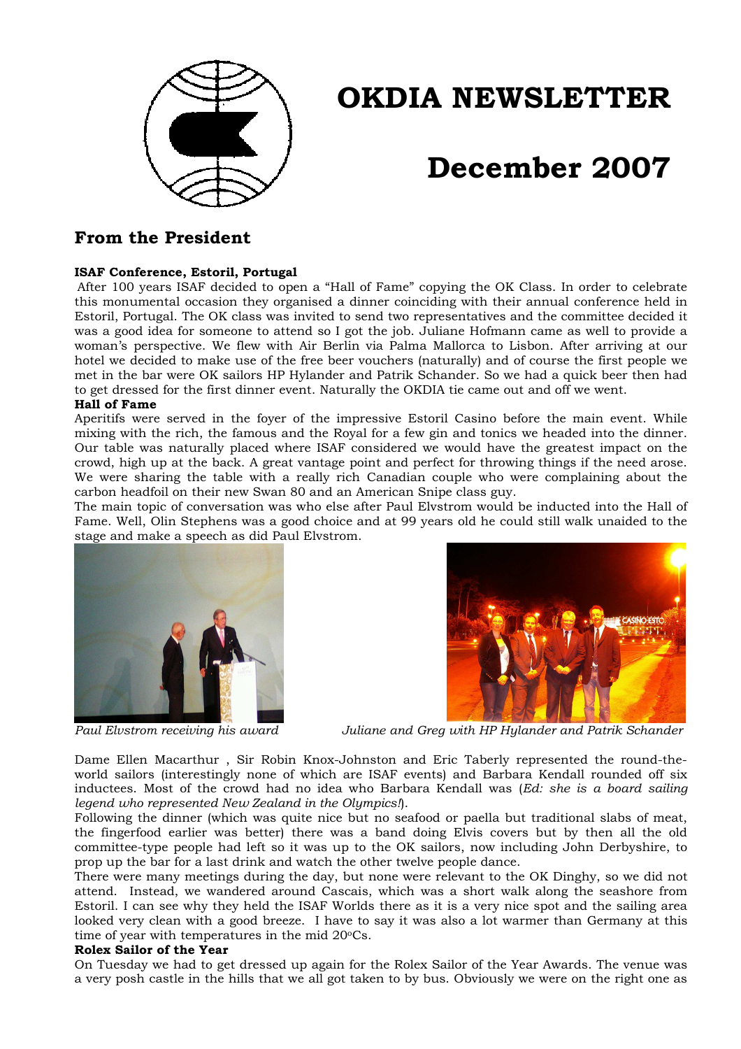# OKDIA NEWSLETTER

# December 2007

## From the President

**ISAF Conference, Estoril, Portugal**

After 100 years ISAF decided to open a "Hall of Fame" copying the OK Class. In order to celebrate this monumental occasion they organised a dinner coinciding with their annual conference held in Estoril, Portugal. The OK class was invited to send two representatives and the committee decided it was a good idea for someone to attend so I got the job. Juliane Hofmann came as well to provide a woman's perspective. We flew with Air Berlin via Palma Mallorca to Lisbon. After arriving at our hotel we decided to make use of the free beer vouchers (naturally) and of course the first people we met in the bar were OK sailors HP Hylander and Patrik Schander. So we had a quick beer then had to get dressed for the first dinner event. Naturally the OKDIA tie came out and off we went.

**Hall of Fame**

Aperitifs were served in the foyer of the impressive Estoril Casino before the main event. While mixing with the rich, the famous and the Royal for a few gin and tonics we headed into the dinner. Our table was naturally placed where ISAF considered we would have the greatest impact on the crowd, high up at the back. A great vantage point and perfect for throwing things if the need arose. We were sharing the table with a really rich Canadian couple who were complaining about the carbon headfoil on their new Swan 80 and an American Snipe class guy.

The main topic of conversation was who else after Paul Elvstrom would be inducted into the Hall of Fame. Well, Olin Stephens was a good choice and at 99 years old he could still walk unaided to the stage and make a speech as did Paul Elvstrom.

*Paul Elvstrom receiving his award*

*Juliane and Greg with HP Hylander and Patrik Schander*

Dame Ellen Macarthur , Sir Robin Knox-Johnston and Eric Taberly represented the round-the-world sailors (interestingly none of which are ISAF events) and Barbara Kendall rounded off six inductees. Most of the crowd had no idea who Barbara Kendall was (*Ed: she is a board sailing legend who represented New Zealand in the Olympics!*).

Following the dinner (which was quite nice but no seafood or paella but traditional slabs of meat, the fingerfood earlier was better) there was a band doing Elvis covers but by then all the old committee-type people had left so it was up to the OK sailors, now including John Derbyshire, to prop up the bar for a last drink and watch the other twelve people dance.

There were many meetings during the day, but none were relevant to the OK Dinghy, so we did not attend. Instead, we wandered around Cascais, which was a short walk along the seashore from Estoril. I can see why they held the ISAF Worlds there as it is a very nice spot and the sailing area looked very clean with a good breeze. I have to say it was also a lot warmer than Germany at this time of year with temperatures in the mid 20$^{o}$Cs.

**Rolex Sailor of the Year**

On Tuesday we had to get dressed up again for the Rolex Sailor of the Year Awards. The venue was a very posh castle in the hills that we all got taken to by bus. Obviously we were on the right one as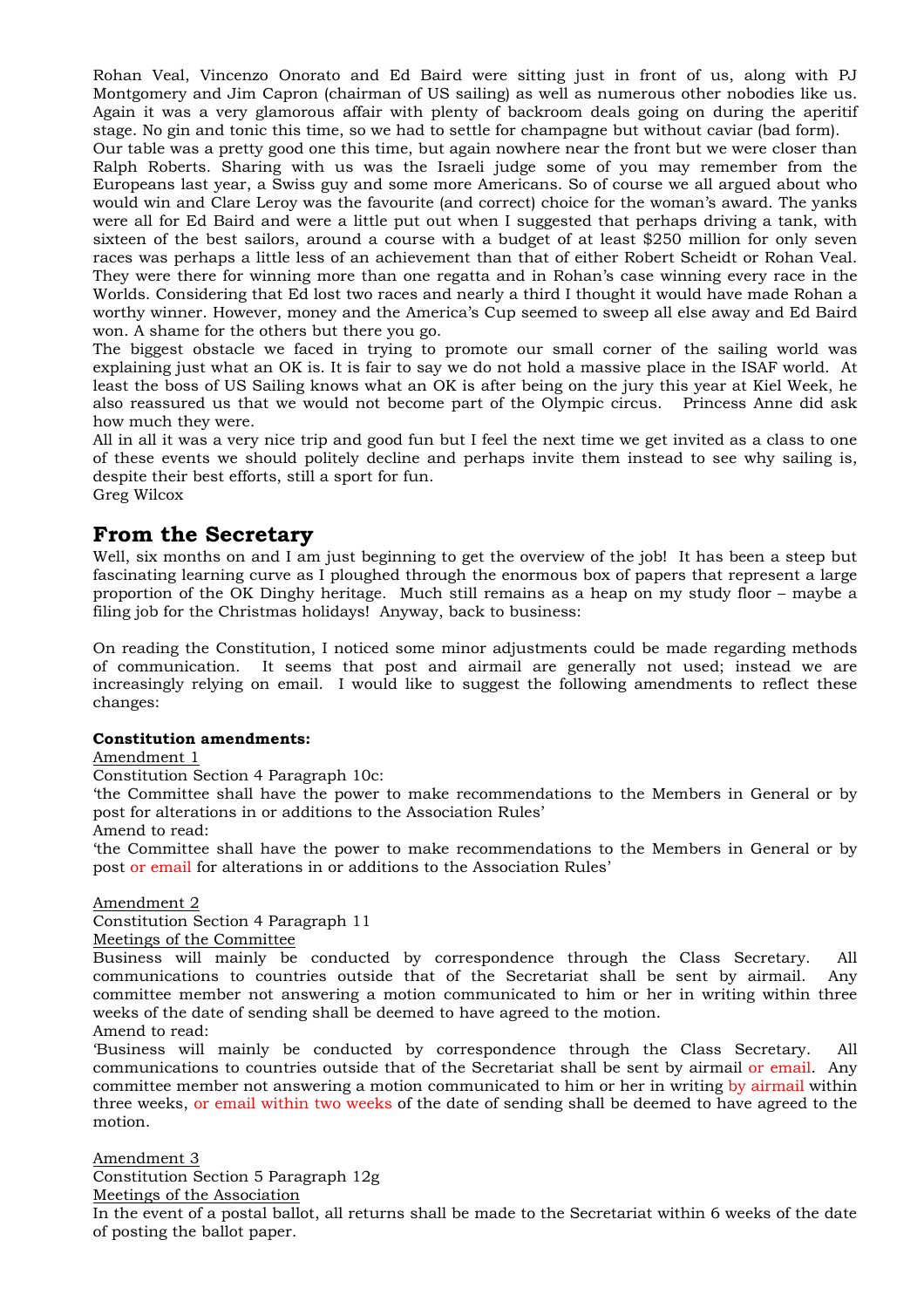Rohan Veal, Vincenzo Onorato and Ed Baird were sitting just in front of us, along with PJ Montgomery and Jim Capron (chairman of US sailing) as well as numerous other nobodies like us. Again it was a very glamorous affair with plenty of backroom deals going on during the aperitif stage. No gin and tonic this time, so we had to settle for champagne but without caviar (bad form).
Our table was a pretty good one this time, but again nowhere near the front but we were closer than Ralph Roberts. Sharing with us was the Israeli judge some of you may remember from the Europeans last year, a Swiss guy and some more Americans. So of course we all argued about who would win and Clare Leroy was the favourite (and correct) choice for the woman's award. The yanks were all for Ed Baird and were a little put out when I suggested that perhaps driving a tank, with sixteen of the best sailors, around a course with a budget of at least $250 million for only seven races was perhaps a little less of an achievement than that of either Robert Scheidt or Rohan Veal. They were there for winning more than one regatta and in Rohan's case winning every race in the Worlds. Considering that Ed lost two races and nearly a third I thought it would have made Rohan a worthy winner. However, money and the America's Cup seemed to sweep all else away and Ed Baird won. A shame for the others but there you go.
The biggest obstacle we faced in trying to promote our small corner of the sailing world was explaining just what an OK is. It is fair to say we do not hold a massive place in the ISAF world. At least the boss of US Sailing knows what an OK is after being on the jury this year at Kiel Week, he also reassured us that we would not become part of the Olympic circus. Princess Anne did ask how much they were.
All in all it was a very nice trip and good fun but I feel the next time we get invited as a class to one of these events we should politely decline and perhaps invite them instead to see why sailing is, despite their best efforts, still a sport for fun.
Greg Wilcox

## From the Secretary

Well, six months on and I am just beginning to get the overview of the job! It has been a steep but fascinating learning curve as I ploughed through the enormous box of papers that represent a large proportion of the OK Dinghy heritage. Much still remains as a heap on my study floor – maybe a filing job for the Christmas holidays! Anyway, back to business:

On reading the Constitution, I noticed some minor adjustments could be made regarding methods of communication. It seems that post and airmail are generally not used; instead we are increasingly relying on email. I would like to suggest the following amendments to reflect these changes:

**Constitution amendments:**

Amendment 1

Constitution Section 4 Paragraph 10c:

'the Committee shall have the power to make recommendations to the Members in General or by post for alterations in or additions to the Association Rules'

Amend to read:

'the Committee shall have the power to make recommendations to the Members in General or by post or email for alterations in or additions to the Association Rules'

Amendment 2

Constitution Section 4 Paragraph 11

Meetings of the Committee

Business will mainly be conducted by correspondence through the Class Secretary. All communications to countries outside that of the Secretariat shall be sent by airmail. Any committee member not answering a motion communicated to him or her in writing within three weeks of the date of sending shall be deemed to have agreed to the motion.

Amend to read:

'Business will mainly be conducted by correspondence through the Class Secretary. All communications to countries outside that of the Secretariat shall be sent by airmail or email. Any committee member not answering a motion communicated to him or her in writing by airmail within three weeks, or email within two weeks of the date of sending shall be deemed to have agreed to the motion.

Amendment 3

Constitution Section 5 Paragraph 12g

Meetings of the Association

In the event of a postal ballot, all returns shall be made to the Secretariat within 6 weeks of the date of posting the ballot paper.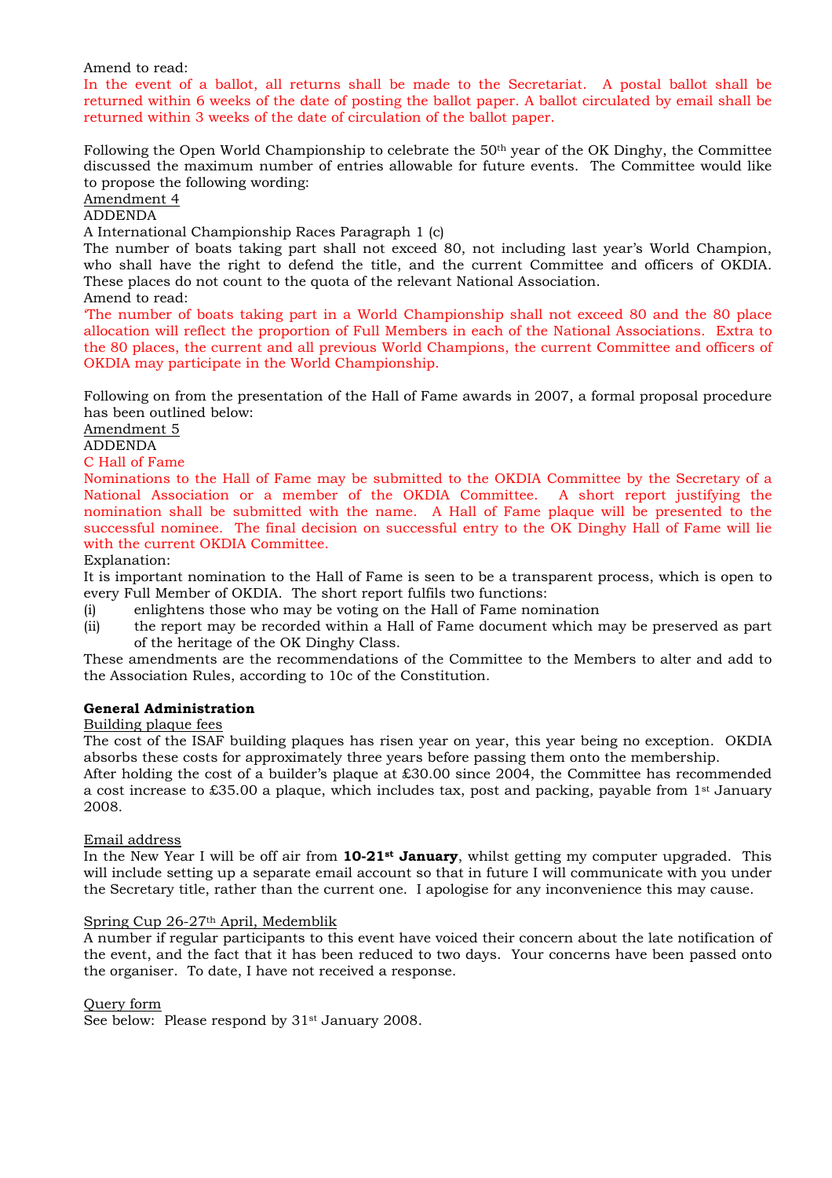Amend to read:

In the event of a ballot, all returns shall be made to the Secretariat. A postal ballot shall be returned within 6 weeks of the date of posting the ballot paper. A ballot circulated by email shall be returned within 3 weeks of the date of circulation of the ballot paper.

Following the Open World Championship to celebrate the 50th year of the OK Dinghy, the Committee discussed the maximum number of entries allowable for future events. The Committee would like to propose the following wording:

Amendment 4

ADDENDA

A International Championship Races Paragraph 1 (c)

The number of boats taking part shall not exceed 80, not including last year's World Champion, who shall have the right to defend the title, and the current Committee and officers of OKDIA. These places do not count to the quota of the relevant National Association.

Amend to read:

'The number of boats taking part in a World Championship shall not exceed 80 and the 80 place allocation will reflect the proportion of Full Members in each of the National Associations. Extra to the 80 places, the current and all previous World Champions, the current Committee and officers of OKDIA may participate in the World Championship.

Following on from the presentation of the Hall of Fame awards in 2007, a formal proposal procedure has been outlined below:

Amendment 5

ADDENDA

C Hall of Fame

Nominations to the Hall of Fame may be submitted to the OKDIA Committee by the Secretary of a National Association or a member of the OKDIA Committee. A short report justifying the nomination shall be submitted with the name. A Hall of Fame plaque will be presented to the successful nominee. The final decision on successful entry to the OK Dinghy Hall of Fame will lie with the current OKDIA Committee.

Explanation:

It is important nomination to the Hall of Fame is seen to be a transparent process, which is open to every Full Member of OKDIA. The short report fulfils two functions:

(i) enlightens those who may be voting on the Hall of Fame nomination

(ii) the report may be recorded within a Hall of Fame document which may be preserved as part of the heritage of the OK Dinghy Class.

These amendments are the recommendations of the Committee to the Members to alter and add to the Association Rules, according to 10c of the Constitution.

**General Administration**

Building plaque fees

The cost of the ISAF building plaques has risen year on year, this year being no exception. OKDIA absorbs these costs for approximately three years before passing them onto the membership. After holding the cost of a builder's plaque at £30.00 since 2004, the Committee has recommended a cost increase to £35.00 a plaque, which includes tax, post and packing, payable from 1st January 2008.

Email address

In the New Year I will be off air from **10-21st January**, whilst getting my computer upgraded. This will include setting up a separate email account so that in future I will communicate with you under the Secretary title, rather than the current one. I apologise for any inconvenience this may cause.

Spring Cup 26-27th April, Medemblik

A number if regular participants to this event have voiced their concern about the late notification of the event, and the fact that it has been reduced to two days. Your concerns have been passed onto the organiser. To date, I have not received a response.

Query form

See below: Please respond by 31st January 2008.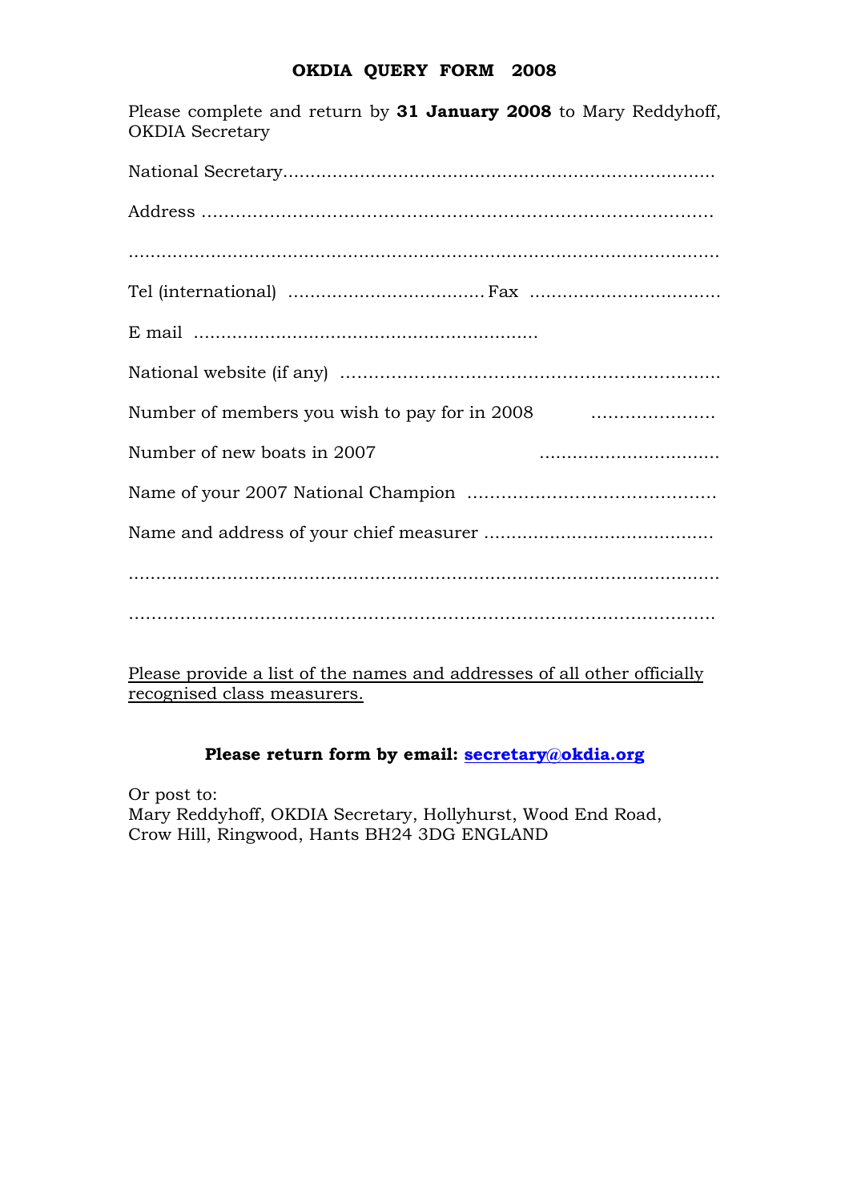**OKDIA QUERY FORM 2008**

Please complete and return by **31 January 2008** to Mary Reddyhoff, OKDIA Secretary

National Secretary.............................................................................

Address ..........................................................................................

..........................................................................................................

Tel (international) ................................... Fax ..................................

E mail ..............................................................

National website (if any) ...................................................................

Number of members you wish to pay for in 2008 ......................

Number of new boats in 2007 ................................

Name of your 2007 National Champion ............................................

Name and address of your chief measurer .........................................

..........................................................................................................

..........................................................................................................

<u>Please provide a list of the names and addresses of all other officially recognised class measurers.</u>

**Please return form by email: [secretary@okdia.org](mailto:secretary@okdia.org)**

Or post to:
Mary Reddyhoff, OKDIA Secretary, Hollyhurst, Wood End Road, Crow Hill, Ringwood, Hants BH24 3DG ENGLAND